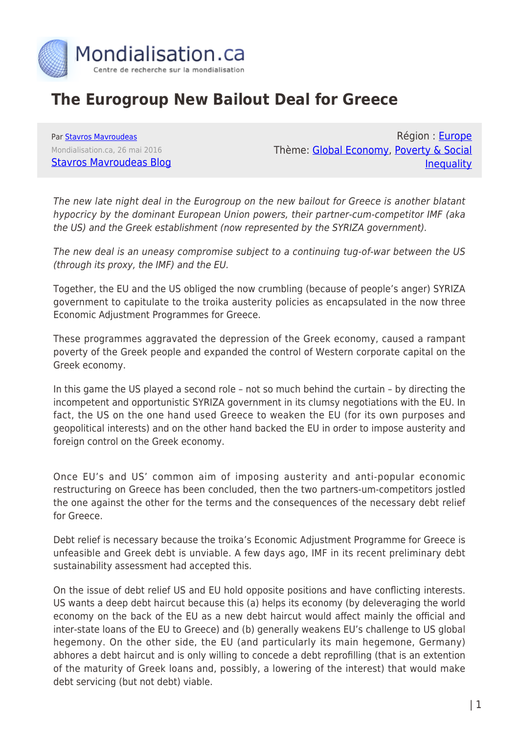# The Eurogroup New Bailout Deal for Greece

Par Stavros Mavroudeas
Mondialisation.ca, 26 mai 2016
Stavros Mavroudeas Blog

Région : Europe
Thème: Global Economy, Poverty & Social Inequality

*The new late night deal in the Eurogroup on the new bailout for Greece is another blatant hypocricy by the dominant European Union powers, their partner-cum-competitor IMF (aka the US) and the Greek establishment (now represented by the SYRIZA government).*

*The new deal is an uneasy compromise subject to a continuing tug-of-war between the US (through its proxy, the IMF) and the EU.*

Together, the EU and the US obliged the now crumbling (because of people's anger) SYRIZA government to capitulate to the troika austerity policies as encapsulated in the now three Economic Adjustment Programmes for Greece.

These programmes aggravated the depression of the Greek economy, caused a rampant poverty of the Greek people and expanded the control of Western corporate capital on the Greek economy.

In this game the US played a second role – not so much behind the curtain – by directing the incompetent and opportunistic SYRIZA government in its clumsy negotiations with the EU. In fact, the US on the one hand used Greece to weaken the EU (for its own purposes and geopolitical interests) and on the other hand backed the EU in order to impose austerity and foreign control on the Greek economy.

Once EU's and US' common aim of imposing austerity and anti-popular economic restructuring on Greece has been concluded, then the two partners-um-competitors jostled the one against the other for the terms and the consequences of the necessary debt relief for Greece.

Debt relief is necessary because the troika's Economic Adjustment Programme for Greece is unfeasible and Greek debt is unviable. A few days ago, IMF in its recent preliminary debt sustainability assessment had accepted this.

On the issue of debt relief US and EU hold opposite positions and have conflicting interests. US wants a deep debt haircut because this (a) helps its economy (by deleveraging the world economy on the back of the EU as a new debt haircut would affect mainly the official and inter-state loans of the EU to Greece) and (b) generally weakens EU's challenge to US global hegemony. On the other side, the EU (and particularly its main hegemone, Germany) abhores a debt haircut and is only willing to concede a debt reprofilling (that is an extention of the maturity of Greek loans and, possibly, a lowering of the interest) that would make debt servicing (but not debt) viable.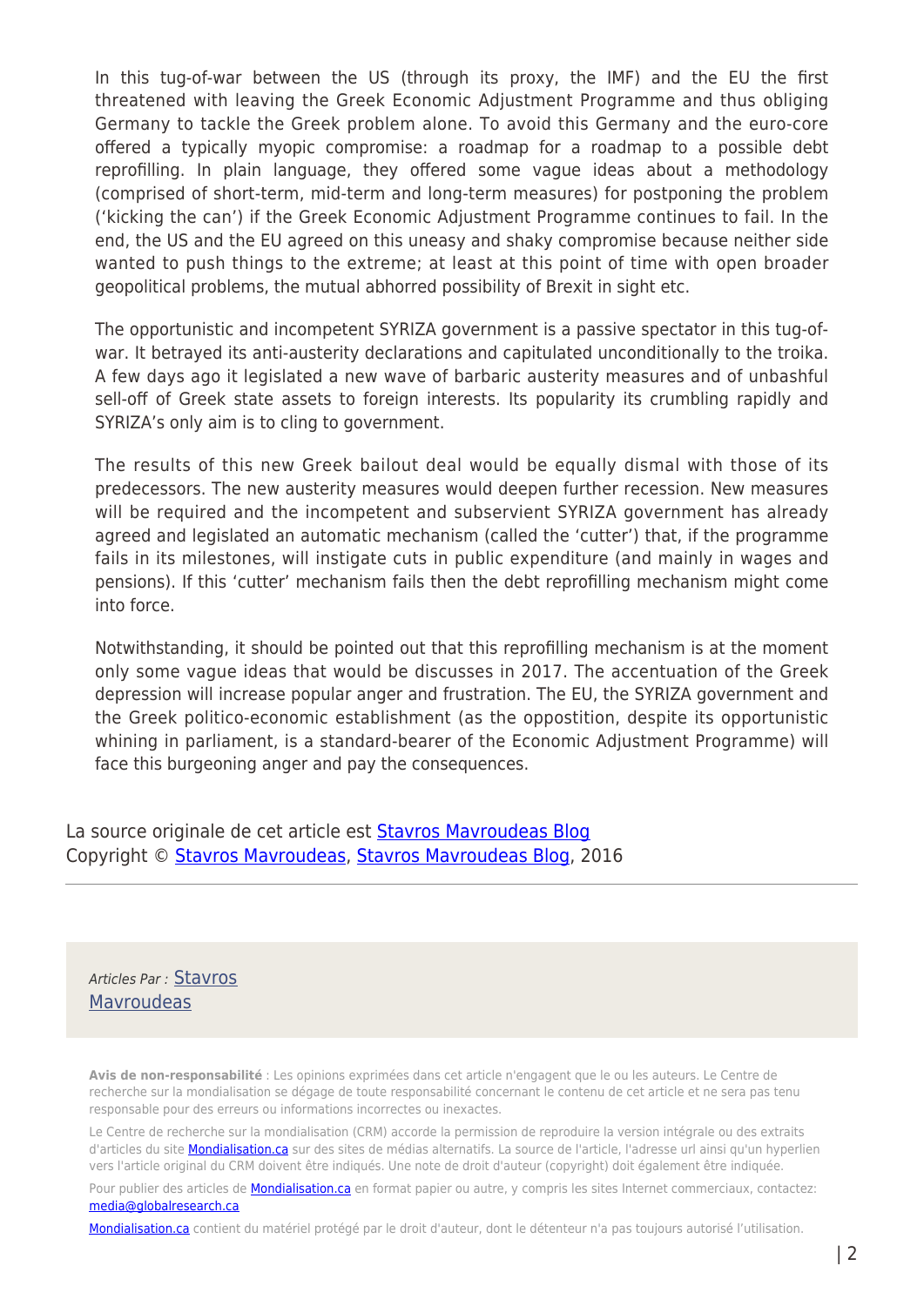In this tug-of-war between the US (through its proxy, the IMF) and the EU the first threatened with leaving the Greek Economic Adjustment Programme and thus obliging Germany to tackle the Greek problem alone. To avoid this Germany and the euro-core offered a typically myopic compromise: a roadmap for a roadmap to a possible debt reprofilling. In plain language, they offered some vague ideas about a methodology (comprised of short-term, mid-term and long-term measures) for postponing the problem ('kicking the can') if the Greek Economic Adjustment Programme continues to fail. In the end, the US and the EU agreed on this uneasy and shaky compromise because neither side wanted to push things to the extreme; at least at this point of time with open broader geopolitical problems, the mutual abhorred possibility of Brexit in sight etc.

The opportunistic and incompetent SYRIZA government is a passive spectator in this tug-of-war. It betrayed its anti-austerity declarations and capitulated unconditionally to the troika. A few days ago it legislated a new wave of barbaric austerity measures and of unbashful sell-off of Greek state assets to foreign interests. Its popularity its crumbling rapidly and SYRIZA's only aim is to cling to government.

The results of this new Greek bailout deal would be equally dismal with those of its predecessors. The new austerity measures would deepen further recession. New measures will be required and the incompetent and subservient SYRIZA government has already agreed and legislated an automatic mechanism (called the 'cutter') that, if the programme fails in its milestones, will instigate cuts in public expenditure (and mainly in wages and pensions). If this 'cutter' mechanism fails then the debt reprofilling mechanism might come into force.

Notwithstanding, it should be pointed out that this reprofilling mechanism is at the moment only some vague ideas that would be discusses in 2017. The accentuation of the Greek depression will increase popular anger and frustration. The EU, the SYRIZA government and the Greek politico-economic establishment (as the oppostition, despite its opportunistic whining in parliament, is a standard-bearer of the Economic Adjustment Programme) will face this burgeoning anger and pay the consequences.

La source originale de cet article est Stavros Mavroudeas Blog
Copyright © Stavros Mavroudeas, Stavros Mavroudeas Blog, 2016

---

*Articles Par :* Stavros Mavroudeas

**Avis de non-responsabilité** : Les opinions exprimées dans cet article n'engagent que le ou les auteurs. Le Centre de recherche sur la mondialisation se dégage de toute responsabilité concernant le contenu de cet article et ne sera pas tenu responsable pour des erreurs ou informations incorrectes ou inexactes.

Le Centre de recherche sur la mondialisation (CRM) accorde la permission de reproduire la version intégrale ou des extraits d'articles du site Mondialisation.ca sur des sites de médias alternatifs. La source de l'article, l'adresse url ainsi qu'un hyperlien vers l'article original du CRM doivent être indiqués. Une note de droit d'auteur (copyright) doit également être indiquée.

Pour publier des articles de Mondialisation.ca en format papier ou autre, y compris les sites Internet commerciaux, contactez: media@globalresearch.ca

Mondialisation.ca contient du matériel protégé par le droit d'auteur, dont le détenteur n'a pas toujours autorisé l'utilisation.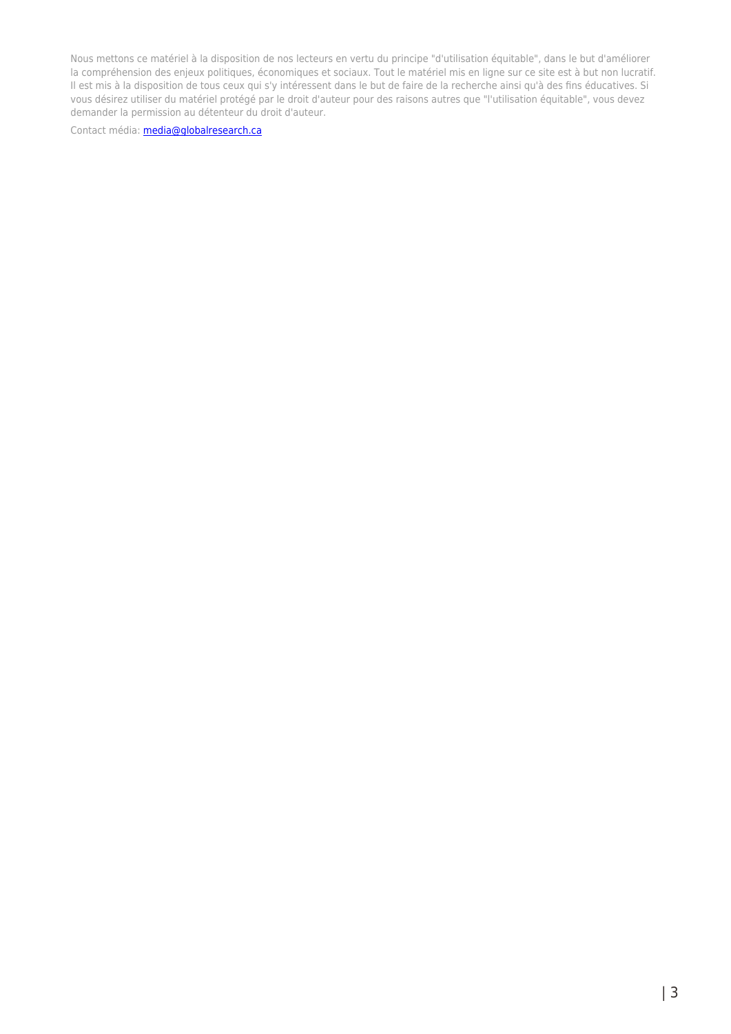Nous mettons ce matériel à la disposition de nos lecteurs en vertu du principe "d'utilisation équitable", dans le but d'améliorer la compréhension des enjeux politiques, économiques et sociaux. Tout le matériel mis en ligne sur ce site est à but non lucratif. Il est mis à la disposition de tous ceux qui s'y intéressent dans le but de faire de la recherche ainsi qu'à des fins éducatives. Si vous désirez utiliser du matériel protégé par le droit d'auteur pour des raisons autres que "l'utilisation équitable", vous devez demander la permission au détenteur du droit d'auteur.

Contact média: media@globalresearch.ca